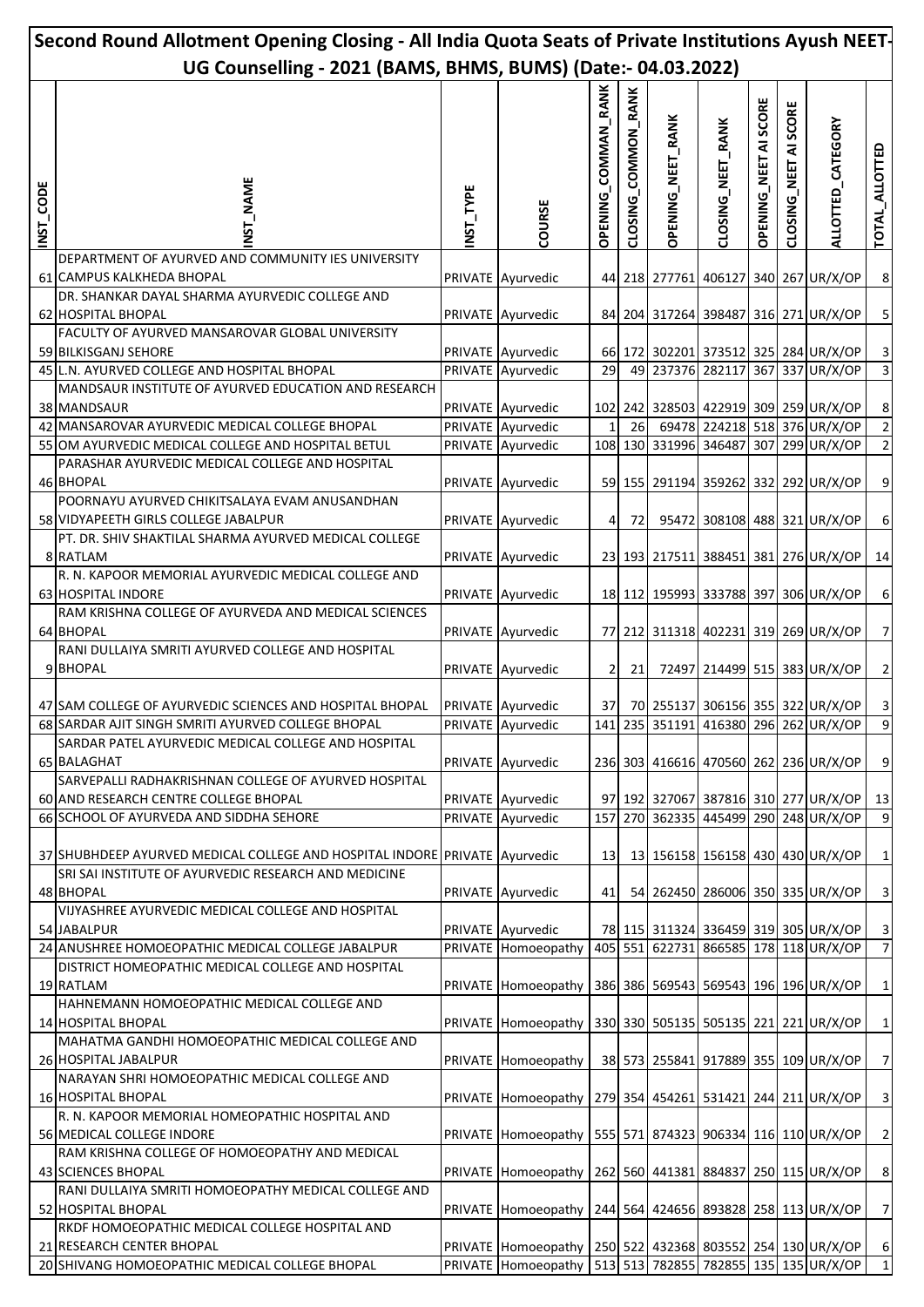# Second Round Allotment Opening Closing - All India Quota Seats of Private Institutions Ayush NEET-UG Counselling - 2021 (BAMS, BHMS, BUMS) (Date:- 04.03.2022)

| INST_CODE | INST_NAME | INST_TYPE | COURSE | OPENING_COMMAN_RANK | CLOSING_COMMON_RANK | OPENING_NEET_RANK | CLOSING_NEET_RANK | OPENING_NEET AI SCORE | CLOSING_NEET AI SCORE | ALLOTTED_CATEGORY | TOTAL_ALLOTTED |
|---|---|---|---|---|---|---|---|---|---|---|---|
| 61 | DEPARTMENT OF AYURVED AND COMMUNITY IES UNIVERSITY CAMPUS KALKHEDA BHOPAL | PRIVATE | Ayurvedic | 44 | 218 | 277761 | 406127 | 340 | 267 | UR/X/OP | 8 |
| 62 | DR. SHANKAR DAYAL SHARMA AYURVEDIC COLLEGE AND HOSPITAL BHOPAL | PRIVATE | Ayurvedic | 84 | 204 | 317264 | 398487 | 316 | 271 | UR/X/OP | 5 |
| 59 | FACULTY OF AYURVED MANSAROVAR GLOBAL UNIVERSITY BILKISGANJ SEHORE | PRIVATE | Ayurvedic | 66 | 172 | 302201 | 373512 | 325 | 284 | UR/X/OP | 3 |
| 45 | L.N. AYURVED COLLEGE AND HOSPITAL BHOPAL | PRIVATE | Ayurvedic | 29 | 49 | 237376 | 282117 | 367 | 337 | UR/X/OP | 3 |
| 38 | MANDSAUR INSTITUTE OF AYURVED EDUCATION AND RESEARCH MANDSAUR | PRIVATE | Ayurvedic | 102 | 242 | 328503 | 422919 | 309 | 259 | UR/X/OP | 8 |
| 42 | MANSAROVAR AYURVEDIC MEDICAL COLLEGE BHOPAL | PRIVATE | Ayurvedic | 1 | 26 | 69478 | 224218 | 518 | 376 | UR/X/OP | 2 |
| 55 | OM AYURVEDIC MEDICAL COLLEGE AND HOSPITAL BETUL | PRIVATE | Ayurvedic | 108 | 130 | 331996 | 346487 | 307 | 299 | UR/X/OP | 2 |
| 46 | PARASHAR AYURVEDIC MEDICAL COLLEGE AND HOSPITAL BHOPAL | PRIVATE | Ayurvedic | 59 | 155 | 291194 | 359262 | 332 | 292 | UR/X/OP | 9 |
| 58 | POORNAYU AYURVED CHIKITSALAYA EVAM ANUSANDHAN VIDYAPEETH GIRLS COLLEGE JABALPUR | PRIVATE | Ayurvedic | 4 | 72 | 95472 | 308108 | 488 | 321 | UR/X/OP | 6 |
| 8 | PT. DR. SHIV SHAKTILAL SHARMA AYURVED MEDICAL COLLEGE RATLAM | PRIVATE | Ayurvedic | 23 | 193 | 217511 | 388451 | 381 | 276 | UR/X/OP | 14 |
| 63 | R. N. KAPOOR MEMORIAL AYURVEDIC MEDICAL COLLEGE AND HOSPITAL INDORE | PRIVATE | Ayurvedic | 18 | 112 | 195993 | 333788 | 397 | 306 | UR/X/OP | 6 |
| 64 | RAM KRISHNA COLLEGE OF AYURVEDA AND MEDICAL SCIENCES BHOPAL | PRIVATE | Ayurvedic | 77 | 212 | 311318 | 402231 | 319 | 269 | UR/X/OP | 7 |
| 9 | RANI DULLAIYA SMRITI AYURVED COLLEGE AND HOSPITAL BHOPAL | PRIVATE | Ayurvedic | 2 | 21 | 72497 | 214499 | 515 | 383 | UR/X/OP | 2 |
| 47 | SAM COLLEGE OF AYURVEDIC SCIENCES AND HOSPITAL BHOPAL | PRIVATE | Ayurvedic | 37 | 70 | 255137 | 306156 | 355 | 322 | UR/X/OP | 3 |
| 68 | SARDAR AJIT SINGH SMRITI AYURVED COLLEGE BHOPAL | PRIVATE | Ayurvedic | 141 | 235 | 351191 | 416380 | 296 | 262 | UR/X/OP | 9 |
| 65 | SARDAR PATEL AYURVEDIC MEDICAL COLLEGE AND HOSPITAL BALAGHAT | PRIVATE | Ayurvedic | 236 | 303 | 416616 | 470560 | 262 | 236 | UR/X/OP | 9 |
| 60 | SARVEPALLI RADHAKRISHNAN COLLEGE OF AYURVED HOSPITAL AND RESEARCH CENTRE COLLEGE BHOPAL | PRIVATE | Ayurvedic | 97 | 192 | 327067 | 387816 | 310 | 277 | UR/X/OP | 13 |
| 66 | SCHOOL OF AYURVEDA AND SIDDHA SEHORE | PRIVATE | Ayurvedic | 157 | 270 | 362335 | 445499 | 290 | 248 | UR/X/OP | 9 |
| 37 | SHUBHDEEP AYURVED MEDICAL COLLEGE AND HOSPITAL INDORE | PRIVATE | Ayurvedic | 13 | 13 | 156158 | 156158 | 430 | 430 | UR/X/OP | 1 |
| 48 | SRI SAI INSTITUTE OF AYURVEDIC RESEARCH AND MEDICINE BHOPAL | PRIVATE | Ayurvedic | 41 | 54 | 262450 | 286006 | 350 | 335 | UR/X/OP | 3 |
| 54 | VIJYASHREE AYURVEDIC MEDICAL COLLEGE AND HOSPITAL JABALPUR | PRIVATE | Ayurvedic | 78 | 115 | 311324 | 336459 | 319 | 305 | UR/X/OP | 3 |
| 24 | ANUSHREE HOMOEOPATHIC MEDICAL COLLEGE JABALPUR | PRIVATE | Homoeopathy | 405 | 551 | 622731 | 866585 | 178 | 118 | UR/X/OP | 7 |
| 19 | DISTRICT HOMEOPATHIC MEDICAL COLLEGE AND HOSPITAL RATLAM | PRIVATE | Homoeopathy | 386 | 386 | 569543 | 569543 | 196 | 196 | UR/X/OP | 1 |
| 14 | HAHNEMANN HOMOEOPATHIC MEDICAL COLLEGE AND HOSPITAL BHOPAL | PRIVATE | Homoeopathy | 330 | 330 | 505135 | 505135 | 221 | 221 | UR/X/OP | 1 |
| 26 | MAHATMA GANDHI HOMOEOPATHIC MEDICAL COLLEGE AND HOSPITAL JABALPUR | PRIVATE | Homoeopathy | 38 | 573 | 255841 | 917889 | 355 | 109 | UR/X/OP | 7 |
| 16 | NARAYAN SHRI HOMOEOPATHIC MEDICAL COLLEGE AND HOSPITAL BHOPAL | PRIVATE | Homoeopathy | 279 | 354 | 454261 | 531421 | 244 | 211 | UR/X/OP | 3 |
| 56 | R. N. KAPOOR MEMORIAL HOMEOPATHIC HOSPITAL AND MEDICAL COLLEGE INDORE | PRIVATE | Homoeopathy | 555 | 571 | 874323 | 906334 | 116 | 110 | UR/X/OP | 2 |
| 43 | RAM KRISHNA COLLEGE OF HOMOEOPATHY AND MEDICAL SCIENCES BHOPAL | PRIVATE | Homoeopathy | 262 | 560 | 441381 | 884837 | 250 | 115 | UR/X/OP | 8 |
| 52 | RANI DULLAIYA SMRITI HOMOEOPATHY MEDICAL COLLEGE AND HOSPITAL BHOPAL | PRIVATE | Homoeopathy | 244 | 564 | 424656 | 893828 | 258 | 113 | UR/X/OP | 7 |
| 21 | RKDF HOMOEOPATHIC MEDICAL COLLEGE HOSPITAL AND RESEARCH CENTER BHOPAL | PRIVATE | Homoeopathy | 250 | 522 | 432368 | 803552 | 254 | 130 | UR/X/OP | 6 |
| 20 | SHIVANG HOMOEOPATHIC MEDICAL COLLEGE BHOPAL | PRIVATE | Homoeopathy | 513 | 513 | 782855 | 782855 | 135 | 135 | UR/X/OP | 1 |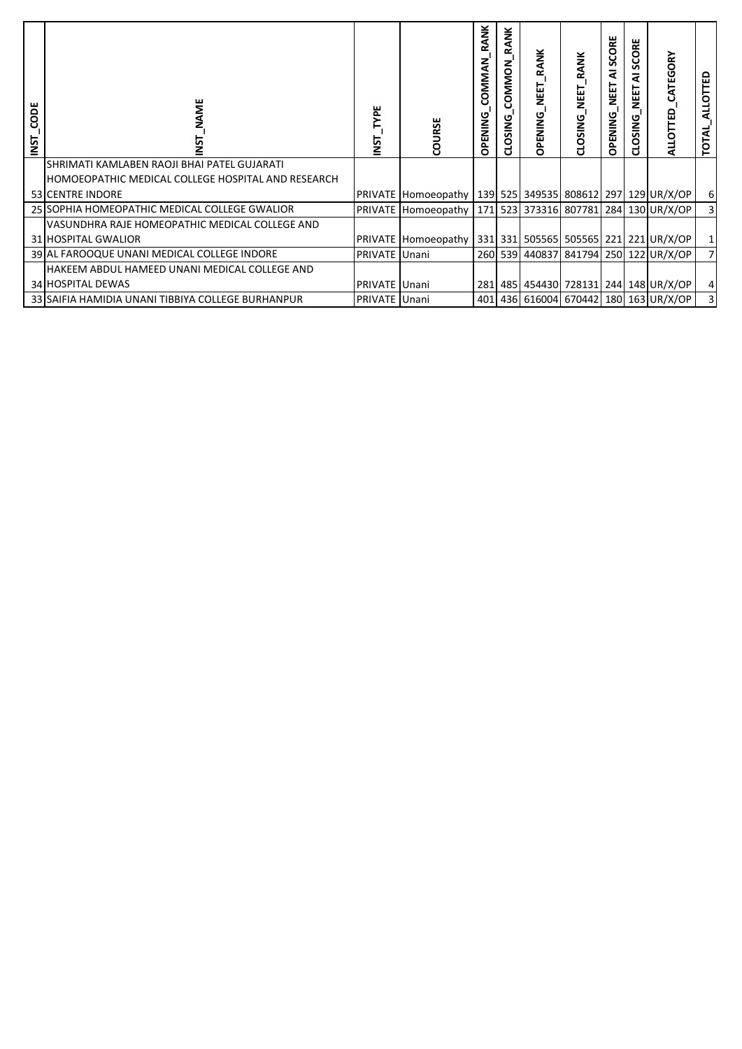| INST_CODE | INST_NAME | INST_TYPE | COURSE | OPENING_COMMAN_RANK | CLOSING_COMMON_RANK | OPENING_NEET_RANK | CLOSING_NEET_RANK | OPENING_NEET AI SCORE | CLOSING_NEET AI SCORE | ALLOTTED_CATEGORY | TOTAL_ALLOTTED |
|---|---|---|---|---|---|---|---|---|---|---|---|
| 53 | SHRIMATI KAMLABEN RAOJI BHAI PATEL GUJARATI HOMOEOPATHIC MEDICAL COLLEGE HOSPITAL AND RESEARCH CENTRE INDORE | PRIVATE | Homoeopathy | 139 | 525 | 349535 | 808612 | 297 | 129 | UR/X/OP | 6 |
| 25 | SOPHIA HOMEOPATHIC MEDICAL COLLEGE GWALIOR | PRIVATE | Homoeopathy | 171 | 523 | 373316 | 807781 | 284 | 130 | UR/X/OP | 3 |
| 31 | VASUNDHRA RAJE HOMEOPATHIC MEDICAL COLLEGE AND HOSPITAL GWALIOR | PRIVATE | Homoeopathy | 331 | 331 | 505565 | 505565 | 221 | 221 | UR/X/OP | 1 |
| 39 | AL FAROOQUE UNANI MEDICAL COLLEGE INDORE | PRIVATE | Unani | 260 | 539 | 440837 | 841794 | 250 | 122 | UR/X/OP | 7 |
| 34 | HAKEEM ABDUL HAMEED UNANI MEDICAL COLLEGE AND HOSPITAL DEWAS | PRIVATE | Unani | 281 | 485 | 454430 | 728131 | 244 | 148 | UR/X/OP | 4 |
| 33 | SAIFIA HAMIDIA UNANI TIBBIYA COLLEGE BURHANPUR | PRIVATE | Unani | 401 | 436 | 616004 | 670442 | 180 | 163 | UR/X/OP | 3 |